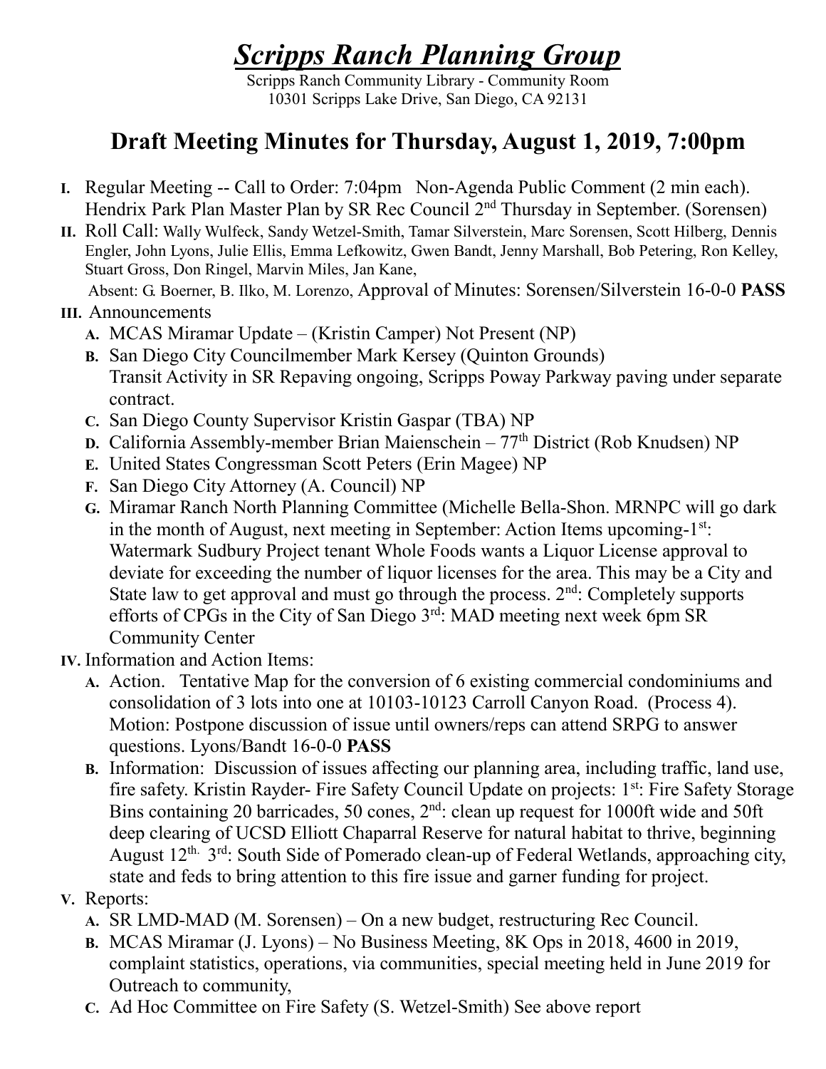# *Scripps Ranch Planning Group*

Scripps Ranch Community Library - Community Room
10301 Scripps Lake Drive, San Diego, CA 92131

## Draft Meeting Minutes for Thursday, August 1, 2019, 7:00pm

**I.** Regular Meeting -- Call to Order: 7:04pm Non-Agenda Public Comment (2 min each). Hendrix Park Plan Master Plan by SR Rec Council 2nd Thursday in September. (Sorensen)

**II.** Roll Call: Wally Wulfeck, Sandy Wetzel-Smith, Tamar Silverstein, Marc Sorensen, Scott Hilberg, Dennis Engler, John Lyons, Julie Ellis, Emma Lefkowitz, Gwen Bandt, Jenny Marshall, Bob Petering, Ron Kelley, Stuart Gross, Don Ringel, Marvin Miles, Jan Kane,
Absent: G. Boerner, B. Ilko, M. Lorenzo, Approval of Minutes: Sorensen/Silverstein 16-0-0 **PASS**

**III.** Announcements

- **A.** MCAS Miramar Update – (Kristin Camper) Not Present (NP)
- **B.** San Diego City Councilmember Mark Kersey (Quinton Grounds) Transit Activity in SR Repaving ongoing, Scripps Poway Parkway paving under separate contract.
- **C.** San Diego County Supervisor Kristin Gaspar (TBA) NP
- **D.** California Assembly-member Brian Maienschein – 77th District (Rob Knudsen) NP
- **E.** United States Congressman Scott Peters (Erin Magee) NP
- **F.** San Diego City Attorney (A. Council) NP
- **G.** Miramar Ranch North Planning Committee (Michelle Bella-Shon. MRNPC will go dark in the month of August, next meeting in September: Action Items upcoming-1st: Watermark Sudbury Project tenant Whole Foods wants a Liquor License approval to deviate for exceeding the number of liquor licenses for the area. This may be a City and State law to get approval and must go through the process. 2nd: Completely supports efforts of CPGs in the City of San Diego 3rd: MAD meeting next week 6pm SR Community Center

**IV.** Information and Action Items:

- **A.** Action. Tentative Map for the conversion of 6 existing commercial condominiums and consolidation of 3 lots into one at 10103-10123 Carroll Canyon Road. (Process 4). Motion: Postpone discussion of issue until owners/reps can attend SRPG to answer questions. Lyons/Bandt 16-0-0 **PASS**
- **B.** Information: Discussion of issues affecting our planning area, including traffic, land use, fire safety. Kristin Rayder- Fire Safety Council Update on projects: 1st: Fire Safety Storage Bins containing 20 barricades, 50 cones, 2nd: clean up request for 1000ft wide and 50ft deep clearing of UCSD Elliott Chaparral Reserve for natural habitat to thrive, beginning August 12th. 3rd: South Side of Pomerado clean-up of Federal Wetlands, approaching city, state and feds to bring attention to this fire issue and garner funding for project.

**V.** Reports:

- **A.** SR LMD-MAD (M. Sorensen) – On a new budget, restructuring Rec Council.
- **B.** MCAS Miramar (J. Lyons) – No Business Meeting, 8K Ops in 2018, 4600 in 2019, complaint statistics, operations, via communities, special meeting held in June 2019 for Outreach to community,
- **C.** Ad Hoc Committee on Fire Safety (S. Wetzel-Smith) See above report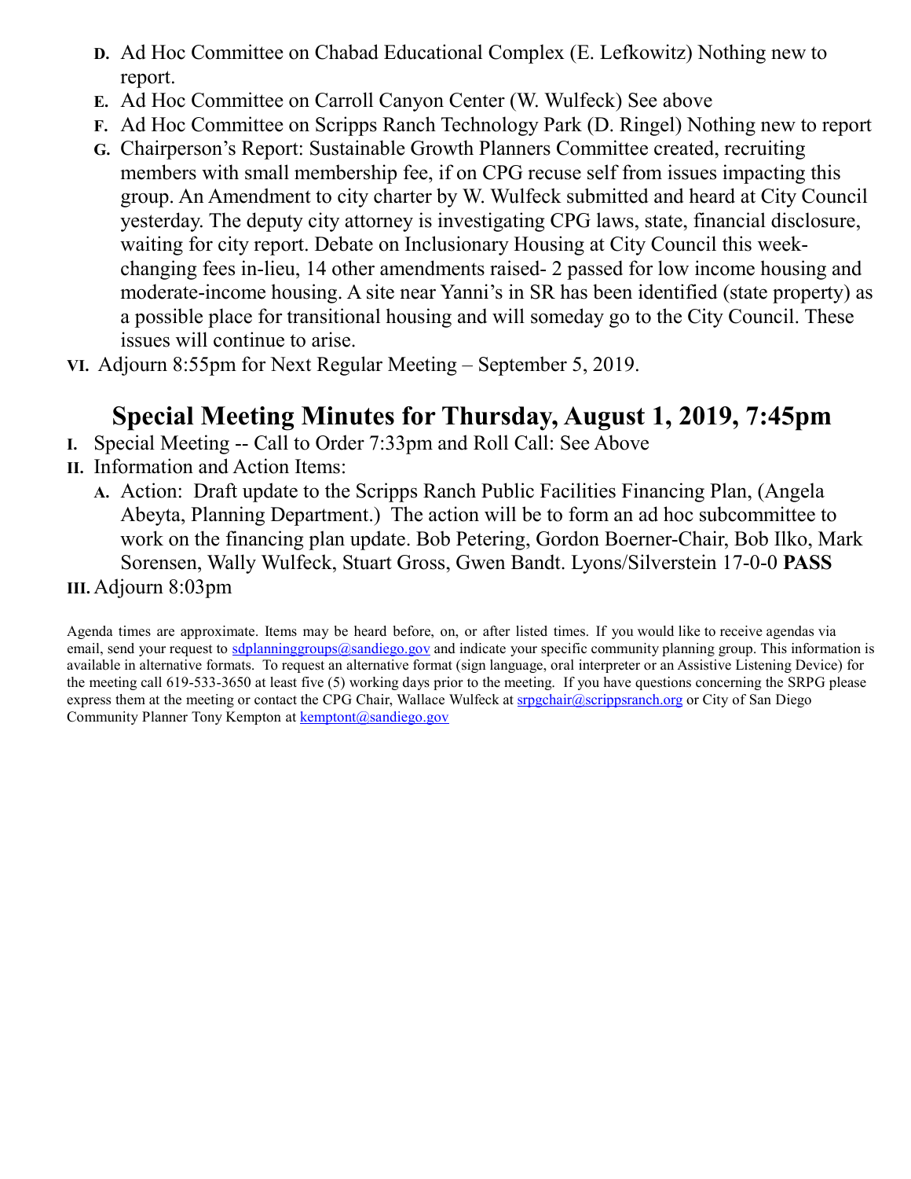D. Ad Hoc Committee on Chabad Educational Complex (E. Lefkowitz) Nothing new to report.
E. Ad Hoc Committee on Carroll Canyon Center (W. Wulfeck) See above
F. Ad Hoc Committee on Scripps Ranch Technology Park (D. Ringel) Nothing new to report
G. Chairperson's Report: Sustainable Growth Planners Committee created, recruiting members with small membership fee, if on CPG recuse self from issues impacting this group. An Amendment to city charter by W. Wulfeck submitted and heard at City Council yesterday. The deputy city attorney is investigating CPG laws, state, financial disclosure, waiting for city report. Debate on Inclusionary Housing at City Council this week- changing fees in-lieu, 14 other amendments raised- 2 passed for low income housing and moderate-income housing. A site near Yanni's in SR has been identified (state property) as a possible place for transitional housing and will someday go to the City Council. These issues will continue to arise.

VI. Adjourn 8:55pm for Next Regular Meeting – September 5, 2019.

## Special Meeting Minutes for Thursday, August 1, 2019, 7:45pm

I. Special Meeting -- Call to Order 7:33pm and Roll Call: See Above

II. Information and Action Items:

A. Action: Draft update to the Scripps Ranch Public Facilities Financing Plan, (Angela Abeyta, Planning Department.) The action will be to form an ad hoc subcommittee to work on the financing plan update. Bob Petering, Gordon Boerner-Chair, Bob Ilko, Mark Sorensen, Wally Wulfeck, Stuart Gross, Gwen Bandt. Lyons/Silverstein 17-0-0 **PASS**

III. Adjourn 8:03pm

Agenda times are approximate. Items may be heard before, on, or after listed times. If you would like to receive agendas via email, send your request to sdplanninggroups@sandiego.gov and indicate your specific community planning group. This information is available in alternative formats. To request an alternative format (sign language, oral interpreter or an Assistive Listening Device) for the meeting call 619-533-3650 at least five (5) working days prior to the meeting. If you have questions concerning the SRPG please express them at the meeting or contact the CPG Chair, Wallace Wulfeck at srpgchair@scrippsranch.org or City of San Diego Community Planner Tony Kempton at kemptont@sandiego.gov